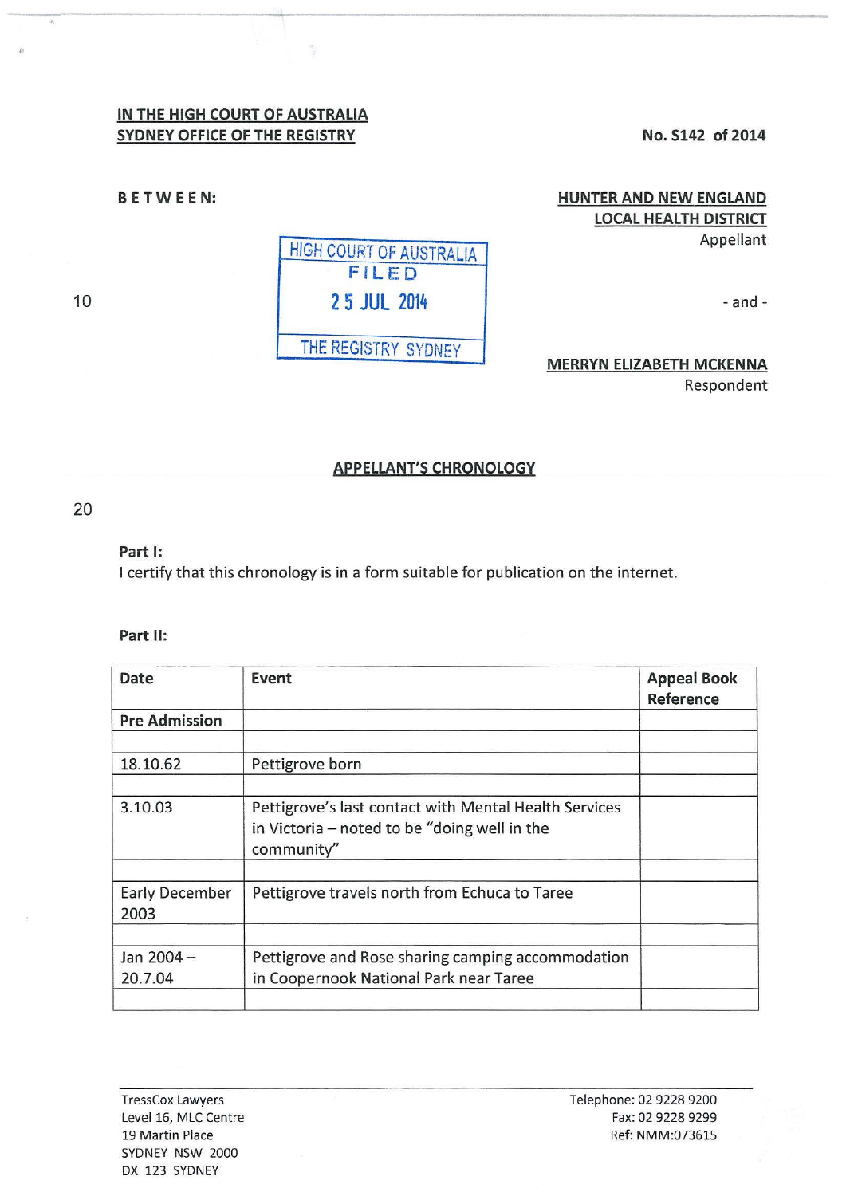**IN THE HIGH COURT OF AUSTRALIA**
**SYDNEY OFFICE OF THE REGISTRY**

**No. S142 of 2014**

**B E T W E E N:**

**HUNTER AND NEW ENGLAND LOCAL HEALTH DISTRICT**
Appellant

HIGH COURT OF AUSTRALIA
FILED
25 JUL 2014
THE REGISTRY SYDNEY

- and -

**MERRYN ELIZABETH MCKENNA**
Respondent

## APPELLANT'S CHRONOLOGY

**Part I:**
I certify that this chronology is in a form suitable for publication on the internet.

**Part II:**

| Date | Event | Appeal Book Reference |
|---|---|---|
| **Pre Admission** | | |
| | | |
| 18.10.62 | Pettigrove born | |
| | | |
| 3.10.03 | Pettigrove's last contact with Mental Health Services in Victoria – noted to be "doing well in the community" | |
| | | |
| Early December 2003 | Pettigrove travels north from Echuca to Taree | |
| | | |
| Jan 2004 – 20.7.04 | Pettigrove and Rose sharing camping accommodation in Coopernook National Park near Taree | |
| | | |

TressCox Lawyers
Level 16, MLC Centre
19 Martin Place
SYDNEY NSW 2000
DX 123 SYDNEY

Telephone: 02 9228 9200
Fax: 02 9228 9299
Ref: NMM:073615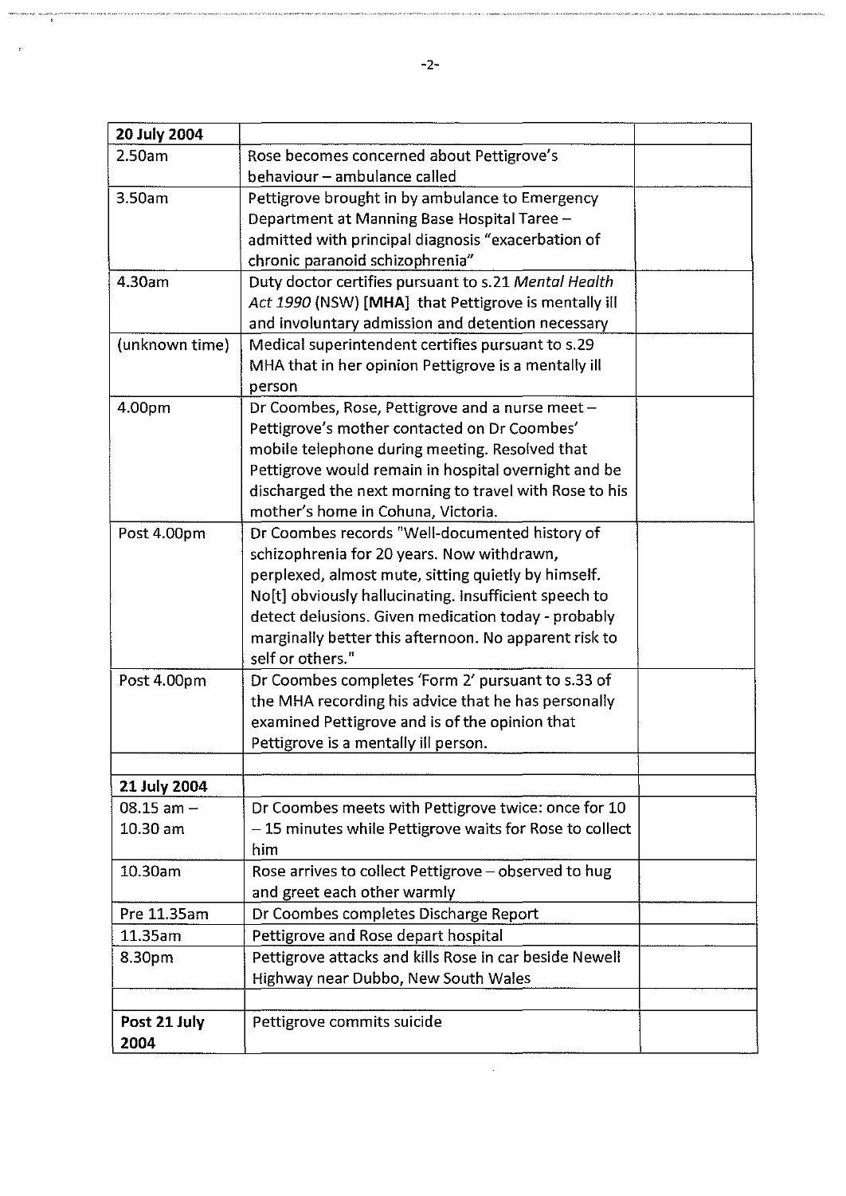| 20 July 2004 | | |
|---|---|---|
| 2.50am | Rose becomes concerned about Pettigrove's behaviour – ambulance called | |
| 3.50am | Pettigrove brought in by ambulance to Emergency Department at Manning Base Hospital Taree – admitted with principal diagnosis "exacerbation of chronic paranoid schizophrenia" | |
| 4.30am | Duty doctor certifies pursuant to s.21 *Mental Health Act 1990* (NSW) [**MHA**] that Pettigrove is mentally ill and involuntary admission and detention necessary | |
| (unknown time) | Medical superintendent certifies pursuant to s.29 MHA that in her opinion Pettigrove is a mentally ill person | |
| 4.00pm | Dr Coombes, Rose, Pettigrove and a nurse meet – Pettigrove's mother contacted on Dr Coombes' mobile telephone during meeting. Resolved that Pettigrove would remain in hospital overnight and be discharged the next morning to travel with Rose to his mother's home in Cohuna, Victoria. | |
| Post 4.00pm | Dr Coombes records "Well-documented history of schizophrenia for 20 years. Now withdrawn, perplexed, almost mute, sitting quietly by himself. No[t] obviously hallucinating. Insufficient speech to detect delusions. Given medication today - probably marginally better this afternoon. No apparent risk to self or others." | |
| Post 4.00pm | Dr Coombes completes 'Form 2' pursuant to s.33 of the MHA recording his advice that he has personally examined Pettigrove and is of the opinion that Pettigrove is a mentally ill person. | |
| | | |
| **21 July 2004** | | |
| 08.15 am – 10.30 am | Dr Coombes meets with Pettigrove twice: once for 10 – 15 minutes while Pettigrove waits for Rose to collect him | |
| 10.30am | Rose arrives to collect Pettigrove – observed to hug and greet each other warmly | |
| Pre 11.35am | Dr Coombes completes Discharge Report | |
| 11.35am | Pettigrove and Rose depart hospital | |
| 8.30pm | Pettigrove attacks and kills Rose in car beside Newell Highway near Dubbo, New South Wales | |
| | | |
| **Post 21 July 2004** | Pettigrove commits suicide | |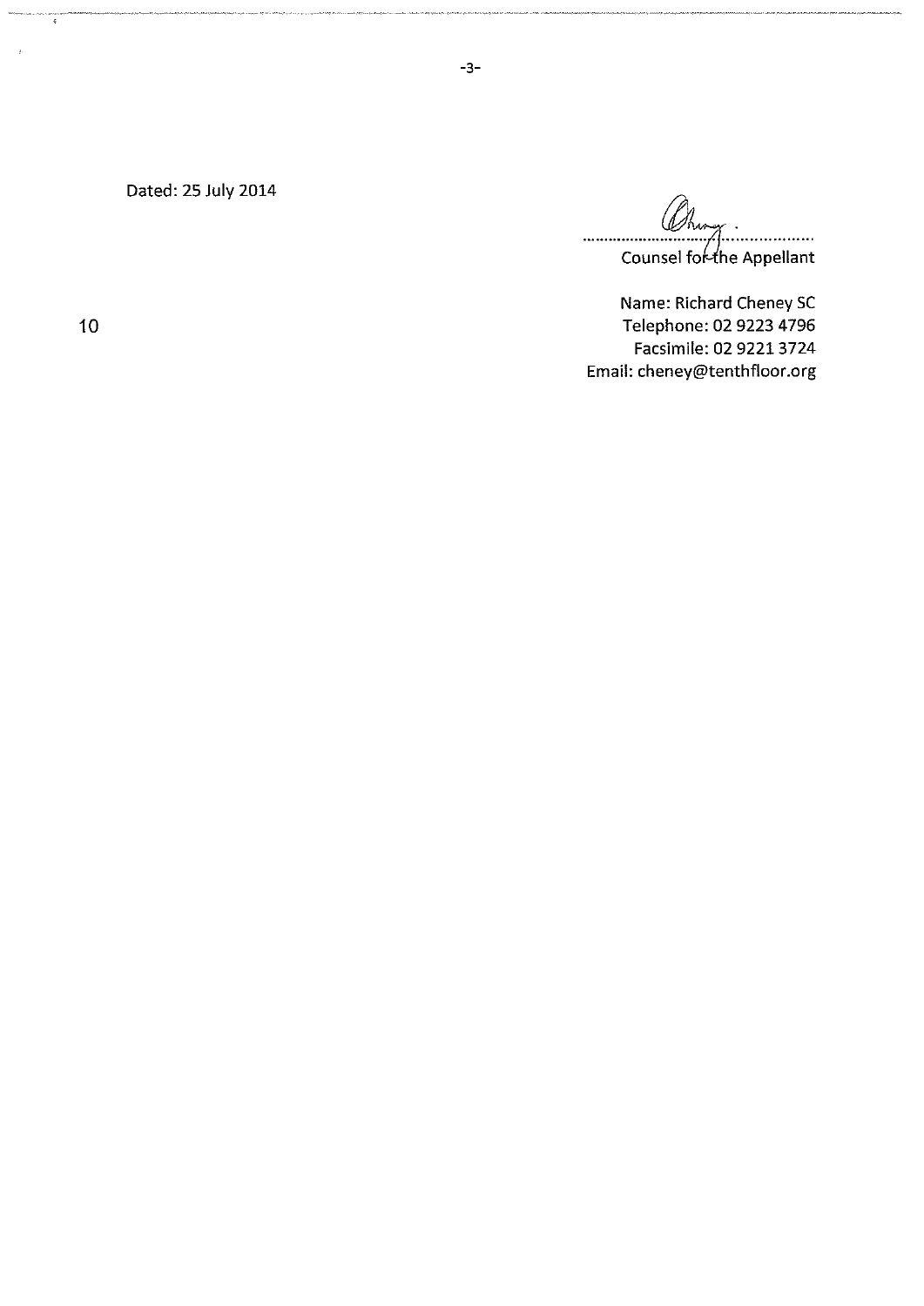Dated: 25 July 2014

Counsel for the Appellant

Name: Richard Cheney SC
Telephone: 02 9223 4796
Facsimile: 02 9221 3724
Email: cheney@tenthfloor.org